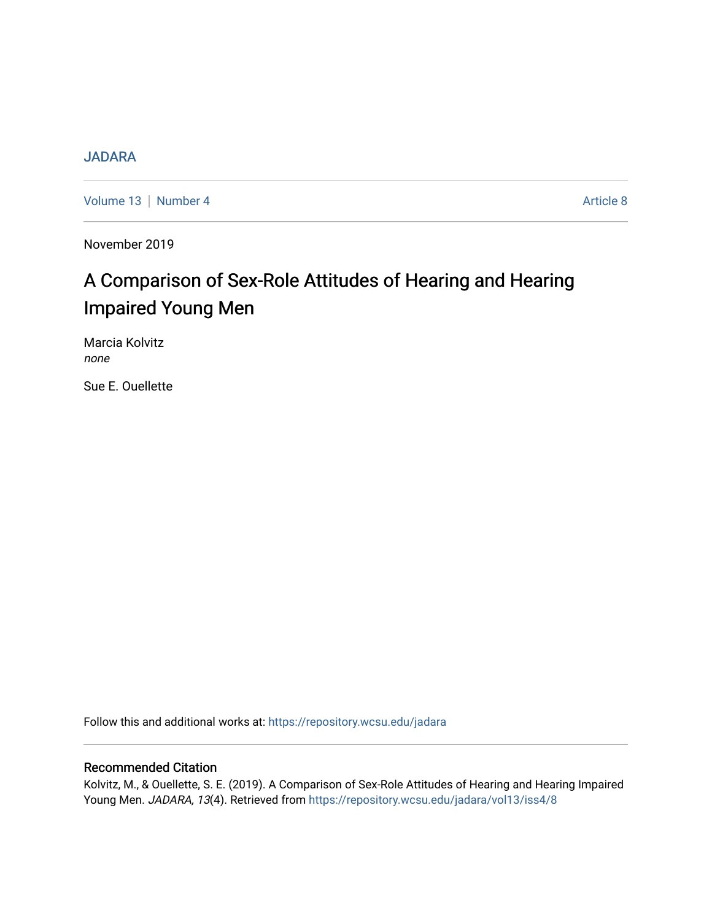JADARA

Volume 13 | Number 4 | Article 8

November 2019

# A Comparison of Sex-Role Attitudes of Hearing and Hearing Impaired Young Men

Marcia Kolvitz
*none*

Sue E. Ouellette

Follow this and additional works at: https://repository.wcsu.edu/jadara

## Recommended Citation

Kolvitz, M., & Ouellette, S. E. (2019). A Comparison of Sex-Role Attitudes of Hearing and Hearing Impaired Young Men. *JADARA, 13*(4). Retrieved from https://repository.wcsu.edu/jadara/vol13/iss4/8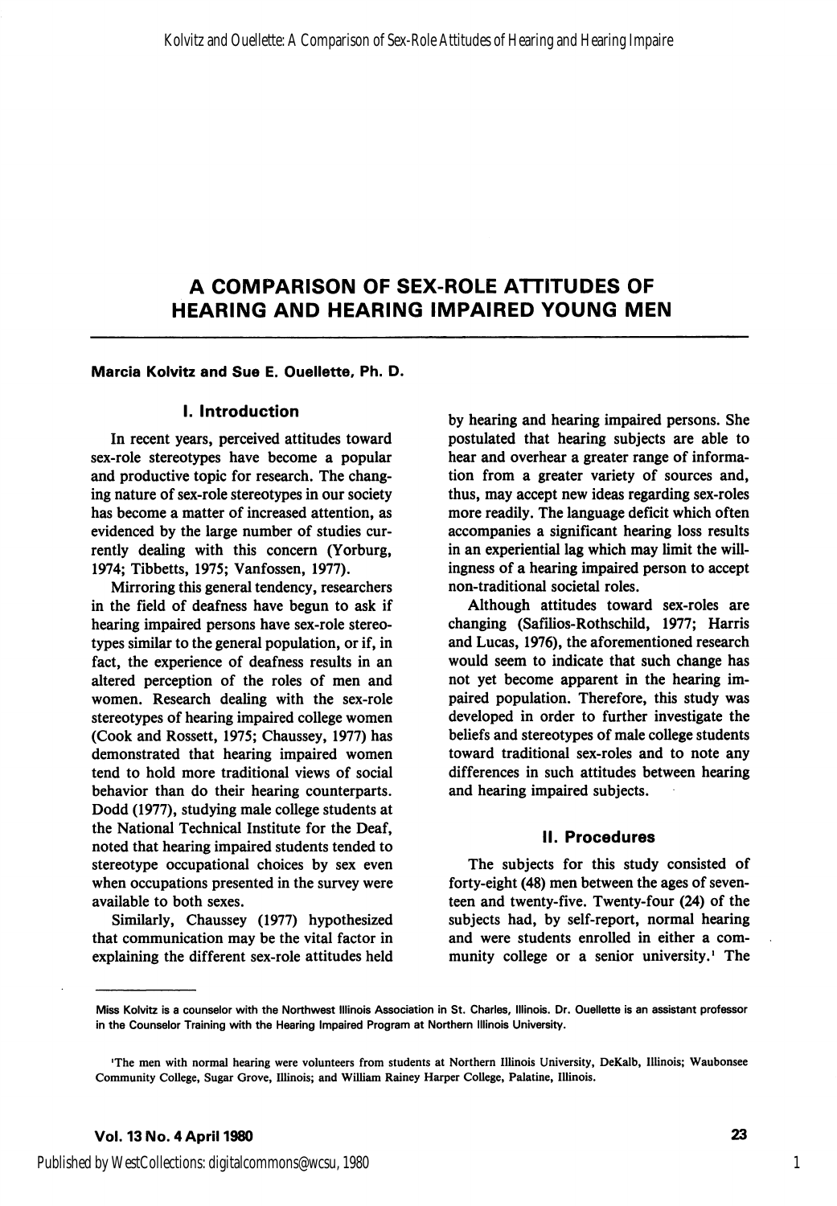# A COMPARISON OF SEX-ROLE ATTITUDES OF HEARING AND HEARING IMPAIRED YOUNG MEN

**Marcia Kolvitz and Sue E. Ouellette, Ph. D.**

## I. Introduction

In recent years, perceived attitudes toward sex-role stereotypes have become a popular and productive topic for research. The changing nature of sex-role stereotypes in our society has become a matter of increased attention, as evidenced by the large number of studies currently dealing with this concern (Yorburg, 1974; Tibbetts, 1975; Vanfossen, 1977).

Mirroring this general tendency, researchers in the field of deafness have begun to ask if hearing impaired persons have sex-role stereotypes similar to the general population, or if, in fact, the experience of deafness results in an altered perception of the roles of men and women. Research dealing with the sex-role stereotypes of hearing impaired college women (Cook and Rossett, 1975; Chaussey, 1977) has demonstrated that hearing impaired women tend to hold more traditional views of social behavior than do their hearing counterparts. Dodd (1977), studying male college students at the National Technical Institute for the Deaf, noted that hearing impaired students tended to stereotype occupational choices by sex even when occupations presented in the survey were available to both sexes.

Similarly, Chaussey (1977) hypothesized that communication may be the vital factor in explaining the different sex-role attitudes held by hearing and hearing impaired persons. She postulated that hearing subjects are able to hear and overhear a greater range of information from a greater variety of sources and, thus, may accept new ideas regarding sex-roles more readily. The language deficit which often accompanies a significant hearing loss results in an experiential lag which may limit the willingness of a hearing impaired person to accept non-traditional societal roles.

Although attitudes toward sex-roles are changing (Safilios-Rothschild, 1977; Harris and Lucas, 1976), the aforementioned research would seem to indicate that such change has not yet become apparent in the hearing impaired population. Therefore, this study was developed in order to further investigate the beliefs and stereotypes of male college students toward traditional sex-roles and to note any differences in such attitudes between hearing and hearing impaired subjects.

## II. Procedures

The subjects for this study consisted of forty-eight (48) men between the ages of seventeen and twenty-five. Twenty-four (24) of the subjects had, by self-report, normal hearing and were students enrolled in either a community college or a senior university.[1] The

---

Miss Kolvitz is a counselor with the Northwest Illinois Association in St. Charles, Illinois. Dr. Ouellette is an assistant professor in the Counselor Training with the Hearing Impaired Program at Northern Illinois University.

[1] The men with normal hearing were volunteers from students at Northern Illinois University, DeKalb, Illinois; Waubonsee Community College, Sugar Grove, Illinois; and William Rainey Harper College, Palatine, Illinois.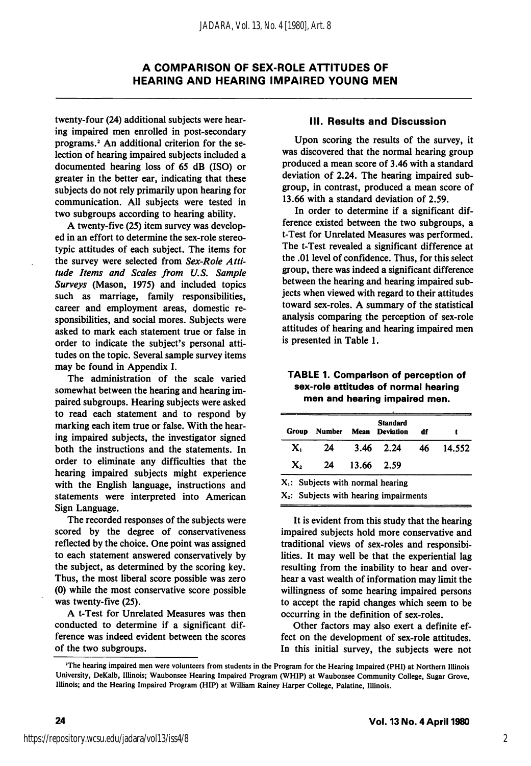twenty-four (24) additional subjects were hearing impaired men enrolled in post-secondary programs.[2] An additional criterion for the selection of hearing impaired subjects included a documented hearing loss of 65 dB (ISO) or greater in the better ear, indicating that these subjects do not rely primarily upon hearing for communication. All subjects were tested in two subgroups according to hearing ability.

A twenty-five (25) item survey was developed in an effort to determine the sex-role stereotypic attitudes of each subject. The items for the survey were selected from *Sex-Role Attitude Items and Scales from U.S. Sample Surveys* (Mason, 1975) and included topics such as marriage, family responsibilities, career and employment areas, domestic responsibilities, and social mores. Subjects were asked to mark each statement true or false in order to indicate the subject's personal attitudes on the topic. Several sample survey items may be found in Appendix I.

The administration of the scale varied somewhat between the hearing and hearing impaired subgroups. Hearing subjects were asked to read each statement and to respond by marking each item true or false. With the hearing impaired subjects, the investigator signed both the instructions and the statements. In order to eliminate any difficulties that the hearing impaired subjects might experience with the English language, instructions and statements were interpreted into American Sign Language.

The recorded responses of the subjects were scored by the degree of conservativeness reflected by the choice. One point was assigned to each statement answered conservatively by the subject, as determined by the scoring key. Thus, the most liberal score possible was zero (0) while the most conservative score possible was twenty-five (25).

A t-Test for Unrelated Measures was then conducted to determine if a significant difference was indeed evident between the scores of the two subgroups.

## III. Results and Discussion

Upon scoring the results of the survey, it was discovered that the normal hearing group produced a mean score of 3.46 with a standard deviation of 2.24. The hearing impaired subgroup, in contrast, produced a mean score of 13.66 with a standard deviation of 2.59.

In order to determine if a significant difference existed between the two subgroups, a t-Test for Unrelated Measures was performed. The t-Test revealed a significant difference at the .01 level of confidence. Thus, for this select group, there was indeed a significant difference between the hearing and hearing impaired subjects when viewed with regard to their attitudes toward sex-roles. A summary of the statistical analysis comparing the perception of sex-role attitudes of hearing and hearing impaired men is presented in Table 1.

**TABLE 1. Comparison of perception of sex-role attitudes of normal hearing men and hearing impaired men.**

| Group | Number | Mean | Standard Deviation | df | t |
|---|---|---|---|---|---|
| $X_1$ | 24 | 3.46 | 2.24 | 46 | 14.552 |
| $X_2$ | 24 | 13.66 | 2.59 | | |

$X_1$: Subjects with normal hearing
$X_2$: Subjects with hearing impairments

It is evident from this study that the hearing impaired subjects hold more conservative and traditional views of sex-roles and responsibilities. It may well be that the experiential lag resulting from the inability to hear and overhear a vast wealth of information may limit the willingness of some hearing impaired persons to accept the rapid changes which seem to be occurring in the definition of sex-roles.

Other factors may also exert a definite effect on the development of sex-role attitudes. In this initial survey, the subjects were not

[2]The hearing impaired men were volunteers from students in the Program for the Hearing Impaired (PHI) at Northern Illinois University, DeKalb, Illinois; Waubonsee Hearing Impaired Program (WHIP) at Waubonsee Community College, Sugar Grove, Illinois; and the Hearing Impaired Program (HIP) at William Rainey Harper College, Palatine, Illinois.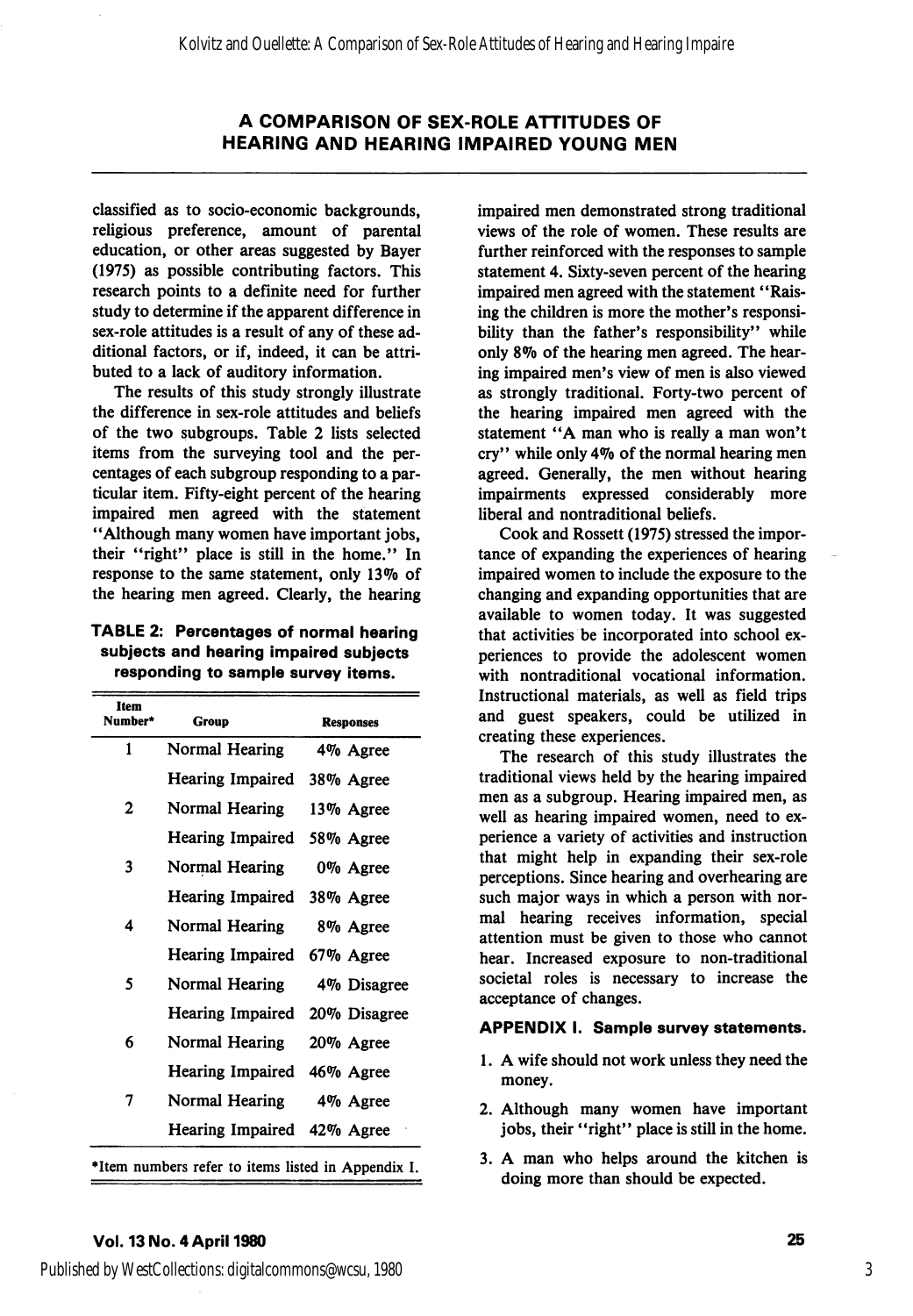## A COMPARISON OF SEX-ROLE ATTITUDES OF HEARING AND HEARING IMPAIRED YOUNG MEN

classified as to socio-economic backgrounds, religious preference, amount of parental education, or other areas suggested by Bayer (1975) as possible contributing factors. This research points to a definite need for further study to determine if the apparent difference in sex-role attitudes is a result of any of these additional factors, or if, indeed, it can be attributed to a lack of auditory information.

The results of this study strongly illustrate the difference in sex-role attitudes and beliefs of the two subgroups. Table 2 lists selected items from the surveying tool and the percentages of each subgroup responding to a particular item. Fifty-eight percent of the hearing impaired men agreed with the statement "Although many women have important jobs, their "right" place is still in the home." In response to the same statement, only 13% of the hearing men agreed. Clearly, the hearing

**TABLE 2: Percentages of normal hearing subjects and hearing impaired subjects responding to sample survey items.**

| Item Number* | Group | Responses |
|---|---|---|
| 1 | Normal Hearing | 4% Agree |
| | Hearing Impaired | 38% Agree |
| 2 | Normal Hearing | 13% Agree |
| | Hearing Impaired | 58% Agree |
| 3 | Normal Hearing | 0% Agree |
| | Hearing Impaired | 38% Agree |
| 4 | Normal Hearing | 8% Agree |
| | Hearing Impaired | 67% Agree |
| 5 | Normal Hearing | 4% Disagree |
| | Hearing Impaired | 20% Disagree |
| 6 | Normal Hearing | 20% Agree |
| | Hearing Impaired | 46% Agree |
| 7 | Normal Hearing | 4% Agree |
| | Hearing Impaired | 42% Agree |

*Item numbers refer to items listed in Appendix I.

impaired men demonstrated strong traditional views of the role of women. These results are further reinforced with the responses to sample statement 4. Sixty-seven percent of the hearing impaired men agreed with the statement "Raising the children is more the mother's responsibility than the father's responsibility" while only 8% of the hearing men agreed. The hearing impaired men's view of men is also viewed as strongly traditional. Forty-two percent of the hearing impaired men agreed with the statement "A man who is really a man won't cry" while only 4% of the normal hearing men agreed. Generally, the men without hearing impairments expressed considerably more liberal and nontraditional beliefs.

Cook and Rossett (1975) stressed the importance of expanding the experiences of hearing impaired women to include the exposure to the changing and expanding opportunities that are available to women today. It was suggested that activities be incorporated into school experiences to provide the adolescent women with nontraditional vocational information. Instructional materials, as well as field trips and guest speakers, could be utilized in creating these experiences.

The research of this study illustrates the traditional views held by the hearing impaired men as a subgroup. Hearing impaired men, as well as hearing impaired women, need to experience a variety of activities and instruction that might help in expanding their sex-role perceptions. Since hearing and overhearing are such major ways in which a person with normal hearing receives information, special attention must be given to those who cannot hear. Increased exposure to non-traditional societal roles is necessary to increase the acceptance of changes.

### APPENDIX I. Sample survey statements.

1. A wife should not work unless they need the money.
2. Although many women have important jobs, their "right" place is still in the home.
3. A man who helps around the kitchen is doing more than should be expected.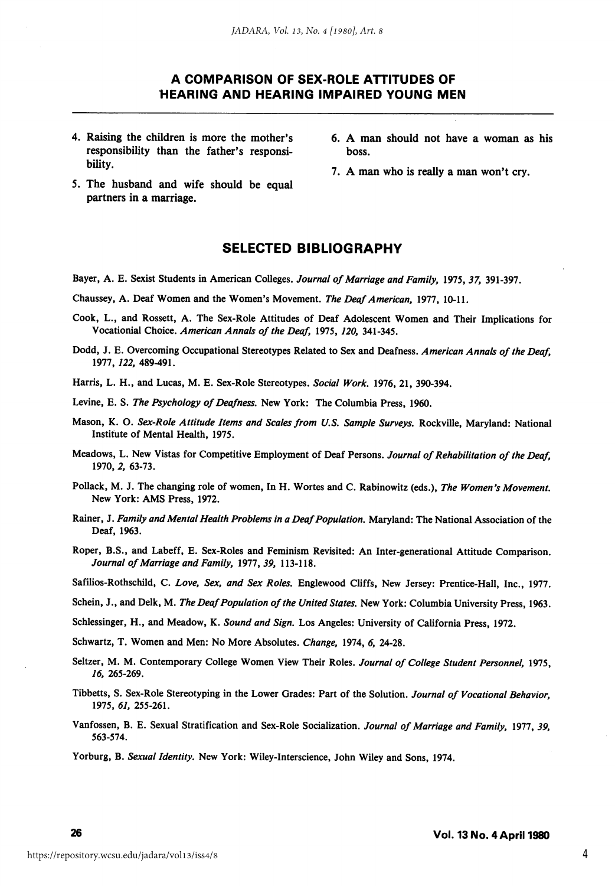4. Raising the children is more the mother's responsibility than the father's responsibility.
5. The husband and wife should be equal partners in a marriage.
6. A man should not have a woman as his boss.
7. A man who is really a man won't cry.

## SELECTED BIBLIOGRAPHY

Bayer, A. E. Sexist Students in American Colleges. *Journal of Marriage and Family,* 1975, *37,* 391-397.

Chaussey, A. Deaf Women and the Women's Movement. *The Deaf American,* 1977, 10-11.

Cook, L., and Rossett, A. The Sex-Role Attitudes of Deaf Adolescent Women and Their Implications for Vocationial Choice. *American Annals of the Deaf,* 1975, *120,* 341-345.

Dodd, J. E. Overcoming Occupational Stereotypes Related to Sex and Deafness. *American Annals of the Deaf,* 1977, *122,* 489-491.

Harris, L. H., and Lucas, M. E. Sex-Role Stereotypes. *Social Work.* 1976, 21, 390-394.

Levine, E. S. *The Psychology of Deafness.* New York: The Columbia Press, 1960.

Mason, K. O. *Sex-Role Attitude Items and Scales from U.S. Sample Surveys.* Rockville, Maryland: National Institute of Mental Health, 1975.

Meadows, L. New Vistas for Competitive Employment of Deaf Persons. *Journal of Rehabilitation of the Deaf,* 1970, *2,* 63-73.

Pollack, M. J. The changing role of women, In H. Wortes and C. Rabinowitz (eds.), *The Women's Movement.* New York: AMS Press, 1972.

Rainer, J. *Family and Mental Health Problems in a Deaf Population.* Maryland: The National Association of the Deaf, 1963.

Roper, B.S., and Labeff, E. Sex-Roles and Feminism Revisited: An Inter-generational Attitude Comparison. *Journal of Marriage and Family,* 1977, *39,* 113-118.

Safilios-Rothschild, C. *Love, Sex, and Sex Roles.* Englewood Cliffs, New Jersey: Prentice-Hall, Inc., 1977.

Schein, J., and Delk, M. *The Deaf Population of the United States.* New York: Columbia University Press, 1963.

Schlessinger, H., and Meadow, K. *Sound and Sign.* Los Angeles: University of California Press, 1972.

Schwartz, T. Women and Men: No More Absolutes. *Change,* 1974, *6,* 24-28.

Seltzer, M. M. Contemporary College Women View Their Roles. *Journal of College Student Personnel,* 1975, *16,* 265-269.

Tibbetts, S. Sex-Role Stereotyping in the Lower Grades: Part of the Solution. *Journal of Vocational Behavior,* 1975, *61,* 255-261.

Vanfossen, B. E. Sexual Stratification and Sex-Role Socialization. *Journal of Marriage and Family,* 1977, *39,* 563-574.

Yorburg, B. *Sexual Identity.* New York: Wiley-Interscience, John Wiley and Sons, 1974.